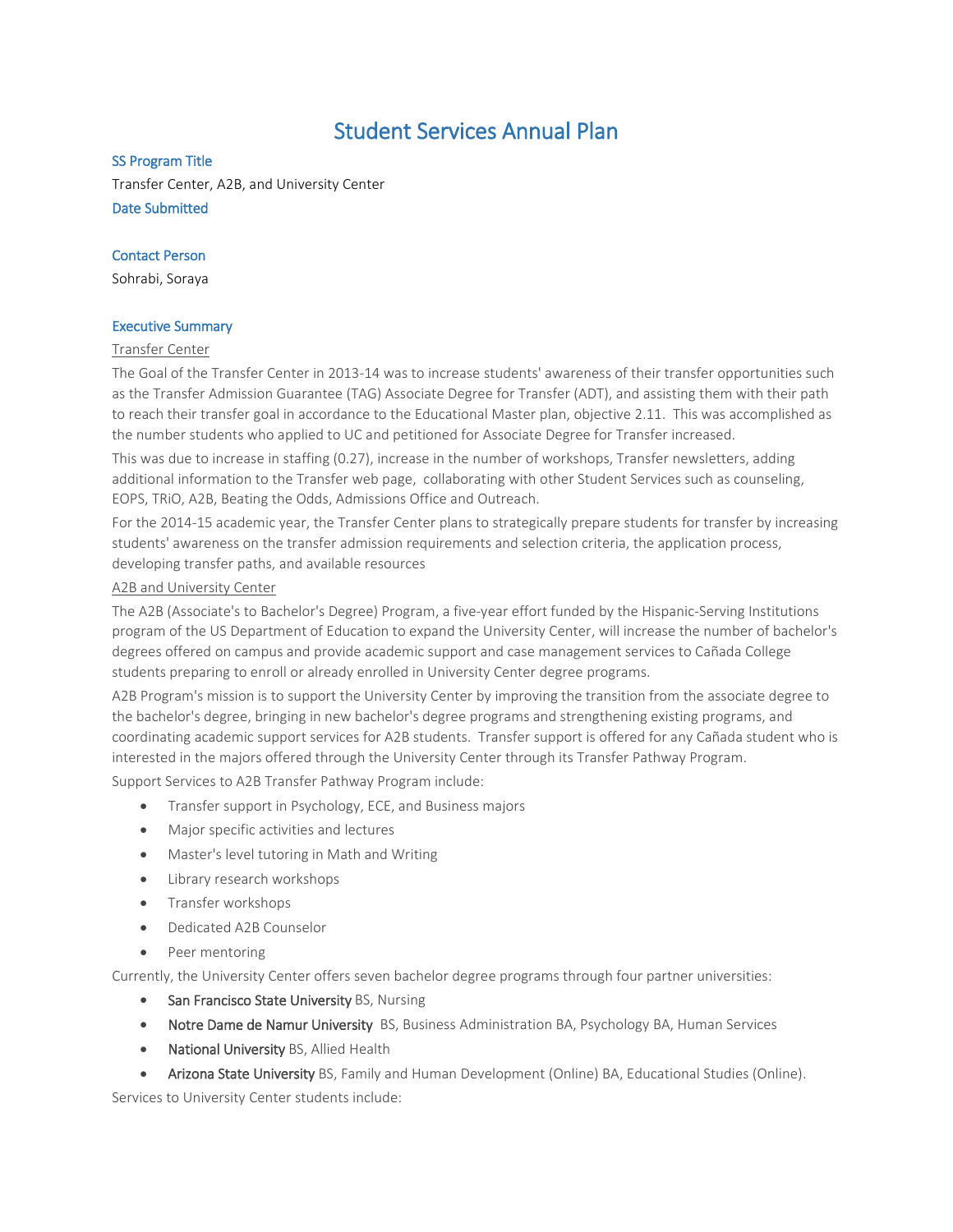# Student Services Annual Plan

### SS Program Title

Transfer Center, A2B, and University Center

### Date Submitted

### Contact Person

Sohrabi, Soraya

### Executive Summary

Transfer Center

The Goal of the Transfer Center in 2013-14 was to increase students' awareness of their transfer opportunities such as the Transfer Admission Guarantee (TAG) Associate Degree for Transfer (ADT), and assisting them with their path to reach their transfer goal in accordance to the Educational Master plan, objective 2.11. This was accomplished as the number students who applied to UC and petitioned for Associate Degree for Transfer increased.

This was due to increase in staffing (0.27), increase in the number of workshops, Transfer newsletters, adding additional information to the Transfer web page, collaborating with other Student Services such as counseling, EOPS, TRiO, A2B, Beating the Odds, Admissions Office and Outreach.

For the 2014-15 academic year, the Transfer Center plans to strategically prepare students for transfer by increasing students' awareness on the transfer admission requirements and selection criteria, the application process, developing transfer paths, and available resources

A2B and University Center

The A2B (Associate's to Bachelor's Degree) Program, a five-year effort funded by the Hispanic-Serving Institutions program of the US Department of Education to expand the University Center, will increase the number of bachelor's degrees offered on campus and provide academic support and case management services to Cañada College students preparing to enroll or already enrolled in University Center degree programs.

A2B Program's mission is to support the University Center by improving the transition from the associate degree to the bachelor's degree, bringing in new bachelor's degree programs and strengthening existing programs, and coordinating academic support services for A2B students. Transfer support is offered for any Cañada student who is interested in the majors offered through the University Center through its Transfer Pathway Program.

Support Services to A2B Transfer Pathway Program include:

- Transfer support in Psychology, ECE, and Business majors
- Major specific activities and lectures
- Master's level tutoring in Math and Writing
- Library research workshops
- Transfer workshops
- Dedicated A2B Counselor
- Peer mentoring

Currently, the University Center offers seven bachelor degree programs through four partner universities:

- San Francisco State University BS, Nursing
- Notre Dame de Namur University BS, Business Administration BA, Psychology BA, Human Services
- National University BS, Allied Health
- Arizona State University BS, Family and Human Development (Online) BA, Educational Studies (Online).

Services to University Center students include: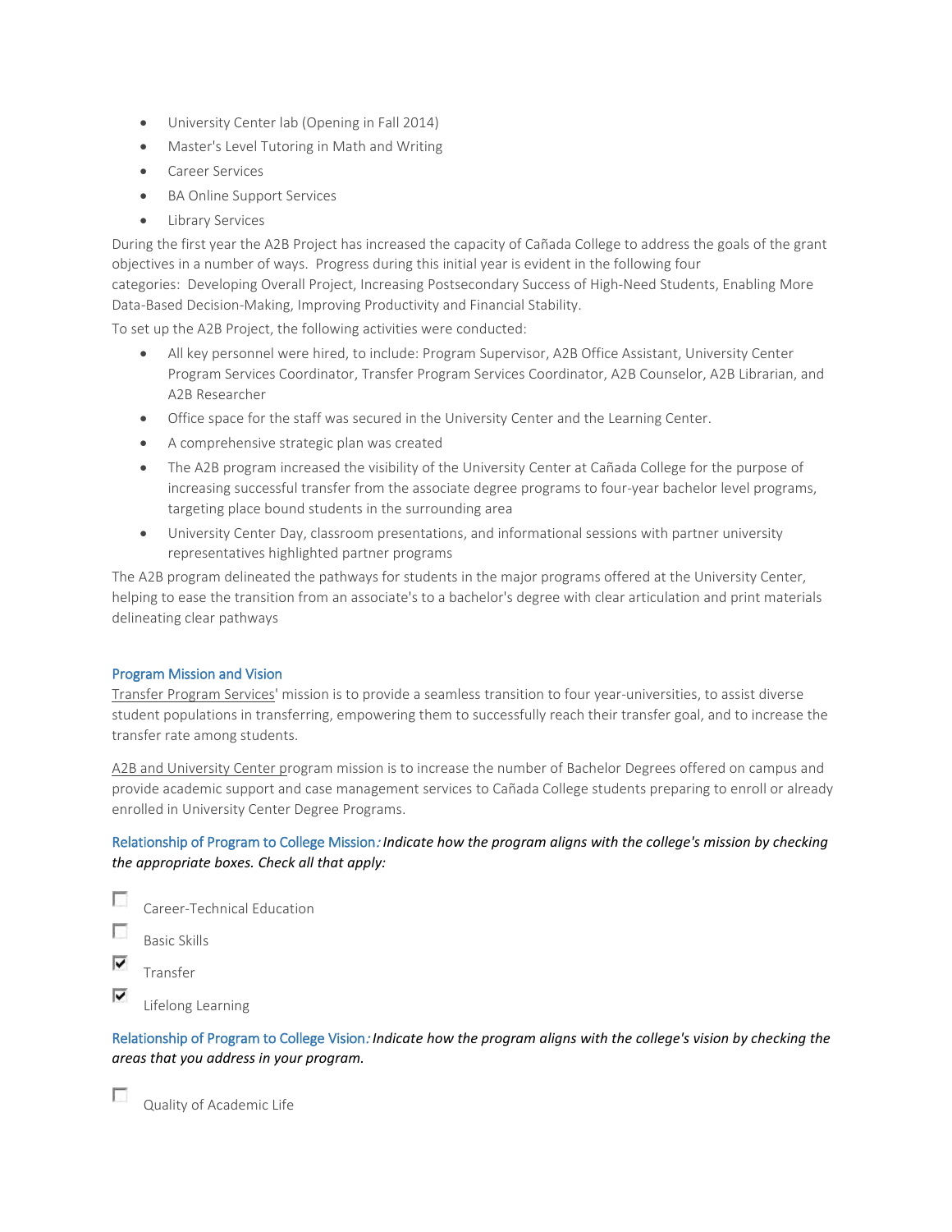- University Center lab (Opening in Fall 2014)
- Master's Level Tutoring in Math and Writing
- Career Services
- BA Online Support Services
- Library Services

During the first year the A2B Project has increased the capacity of Cañada College to address the goals of the grant objectives in a number of ways. Progress during this initial year is evident in the following four categories: Developing Overall Project, Increasing Postsecondary Success of High-Need Students, Enabling More Data-Based Decision-Making, Improving Productivity and Financial Stability.

To set up the A2B Project, the following activities were conducted:

- All key personnel were hired, to include: Program Supervisor, A2B Office Assistant, University Center Program Services Coordinator, Transfer Program Services Coordinator, A2B Counselor, A2B Librarian, and A2B Researcher
- Office space for the staff was secured in the University Center and the Learning Center.
- A comprehensive strategic plan was created
- The A2B program increased the visibility of the University Center at Cañada College for the purpose of increasing successful transfer from the associate degree programs to four-year bachelor level programs, targeting place bound students in the surrounding area
- University Center Day, classroom presentations, and informational sessions with partner university representatives highlighted partner programs

The A2B program delineated the pathways for students in the major programs offered at the University Center, helping to ease the transition from an associate's to a bachelor's degree with clear articulation and print materials delineating clear pathways

### Program Mission and Vision

Transfer Program Services' mission is to provide a seamless transition to four year-universities, to assist diverse student populations in transferring, empowering them to successfully reach their transfer goal, and to increase the transfer rate among students.

A2B and University Center program mission is to increase the number of Bachelor Degrees offered on campus and provide academic support and case management services to Cañada College students preparing to enroll or already enrolled in University Center Degree Programs.

**Relationship of Program to College Mission***: Indicate how the program aligns with the college's mission by checking the appropriate boxes. Check all that apply:*

- [ ] Career-Technical Education
- [ ] Basic Skills
- [x] Transfer
- [x] Lifelong Learning

**Relationship of Program to College Vision***: Indicate how the program aligns with the college's vision by checking the areas that you address in your program.*

- [ ] Quality of Academic Life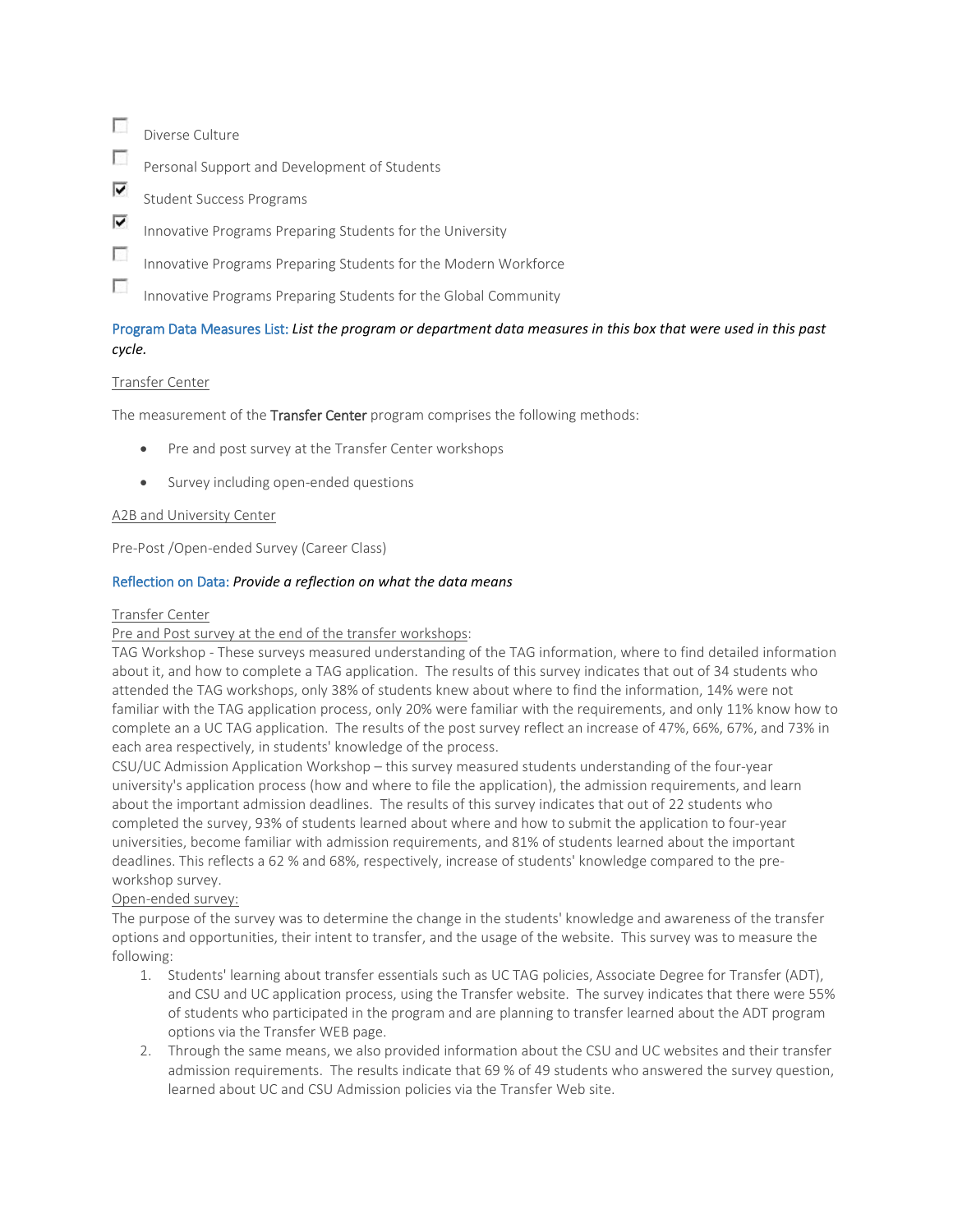- [ ] Diverse Culture
- [ ] Personal Support and Development of Students
- [x] Student Success Programs
- [x] Innovative Programs Preparing Students for the University
- [ ] Innovative Programs Preparing Students for the Modern Workforce
- [ ] Innovative Programs Preparing Students for the Global Community

Program Data Measures List: *List the program or department data measures in this box that were used in this past cycle.*

Transfer Center

The measurement of the **Transfer Center** program comprises the following methods:

- Pre and post survey at the Transfer Center workshops
- Survey including open-ended questions

A2B and University Center

Pre-Post /Open-ended Survey (Career Class)

Reflection on Data: *Provide a reflection on what the data means*

Transfer Center

Pre and Post survey at the end of the transfer workshops:

TAG Workshop - These surveys measured understanding of the TAG information, where to find detailed information about it, and how to complete a TAG application. The results of this survey indicates that out of 34 students who attended the TAG workshops, only 38% of students knew about where to find the information, 14% were not familiar with the TAG application process, only 20% were familiar with the requirements, and only 11% know how to complete an a UC TAG application. The results of the post survey reflect an increase of 47%, 66%, 67%, and 73% in each area respectively, in students' knowledge of the process.

CSU/UC Admission Application Workshop – this survey measured students understanding of the four-year university's application process (how and where to file the application), the admission requirements, and learn about the important admission deadlines. The results of this survey indicates that out of 22 students who completed the survey, 93% of students learned about where and how to submit the application to four-year universities, become familiar with admission requirements, and 81% of students learned about the important deadlines. This reflects a 62 % and 68%, respectively, increase of students' knowledge compared to the pre-workshop survey.

Open-ended survey:

The purpose of the survey was to determine the change in the students' knowledge and awareness of the transfer options and opportunities, their intent to transfer, and the usage of the website. This survey was to measure the following:

1. Students' learning about transfer essentials such as UC TAG policies, Associate Degree for Transfer (ADT), and CSU and UC application process, using the Transfer website. The survey indicates that there were 55% of students who participated in the program and are planning to transfer learned about the ADT program options via the Transfer WEB page.
2. Through the same means, we also provided information about the CSU and UC websites and their transfer admission requirements. The results indicate that 69 % of 49 students who answered the survey question, learned about UC and CSU Admission policies via the Transfer Web site.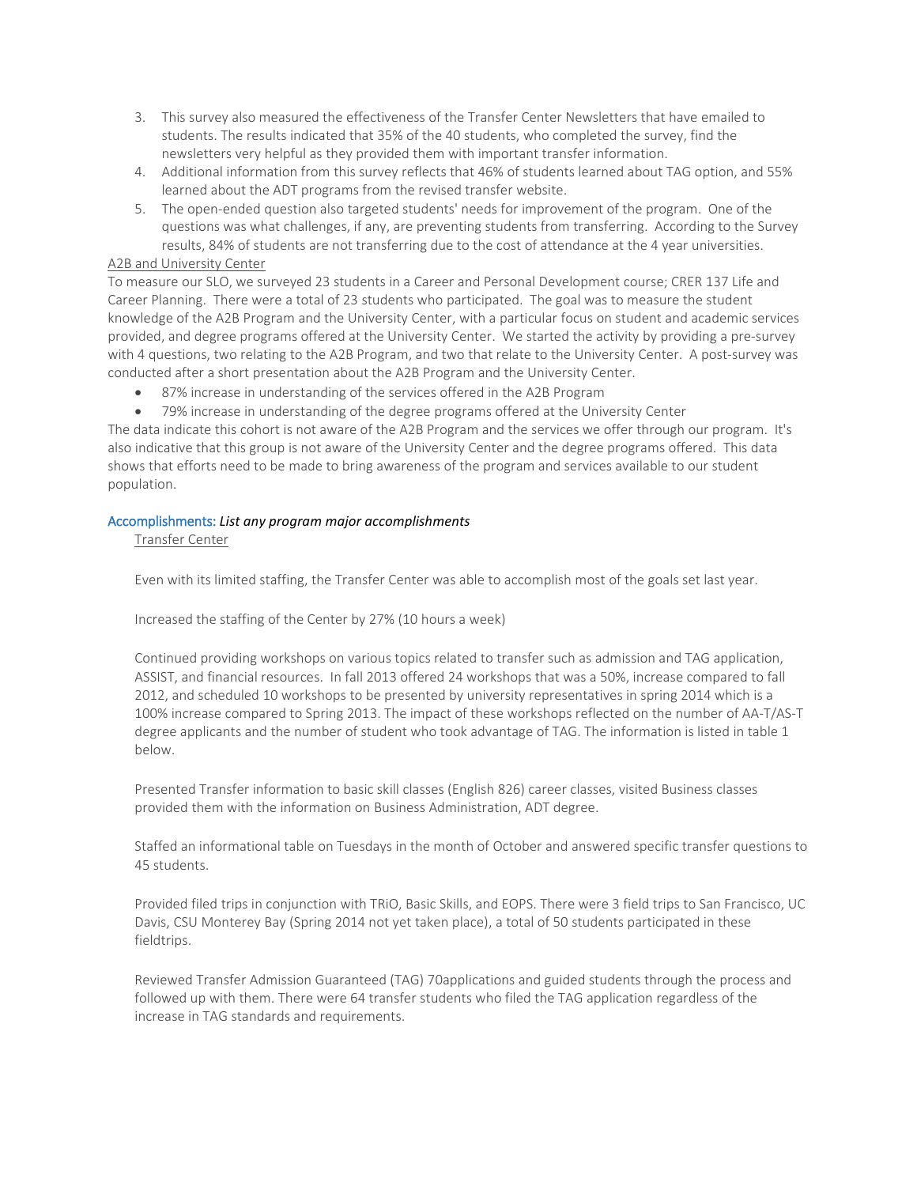3. This survey also measured the effectiveness of the Transfer Center Newsletters that have emailed to students. The results indicated that 35% of the 40 students, who completed the survey, find the newsletters very helpful as they provided them with important transfer information.
4. Additional information from this survey reflects that 46% of students learned about TAG option, and 55% learned about the ADT programs from the revised transfer website.
5. The open-ended question also targeted students' needs for improvement of the program. One of the questions was what challenges, if any, are preventing students from transferring. According to the Survey results, 84% of students are not transferring due to the cost of attendance at the 4 year universities.

A2B and University Center

To measure our SLO, we surveyed 23 students in a Career and Personal Development course; CRER 137 Life and Career Planning. There were a total of 23 students who participated. The goal was to measure the student knowledge of the A2B Program and the University Center, with a particular focus on student and academic services provided, and degree programs offered at the University Center. We started the activity by providing a pre-survey with 4 questions, two relating to the A2B Program, and two that relate to the University Center. A post-survey was conducted after a short presentation about the A2B Program and the University Center.

- 87% increase in understanding of the services offered in the A2B Program
- 79% increase in understanding of the degree programs offered at the University Center

The data indicate this cohort is not aware of the A2B Program and the services we offer through our program. It's also indicative that this group is not aware of the University Center and the degree programs offered. This data shows that efforts need to be made to bring awareness of the program and services available to our student population.

### Accomplishments: *List any program major accomplishments*

Transfer Center

Even with its limited staffing, the Transfer Center was able to accomplish most of the goals set last year.

Increased the staffing of the Center by 27% (10 hours a week)

Continued providing workshops on various topics related to transfer such as admission and TAG application, ASSIST, and financial resources. In fall 2013 offered 24 workshops that was a 50%, increase compared to fall 2012, and scheduled 10 workshops to be presented by university representatives in spring 2014 which is a 100% increase compared to Spring 2013. The impact of these workshops reflected on the number of AA-T/AS-T degree applicants and the number of student who took advantage of TAG. The information is listed in table 1 below.

Presented Transfer information to basic skill classes (English 826) career classes, visited Business classes provided them with the information on Business Administration, ADT degree.

Staffed an informational table on Tuesdays in the month of October and answered specific transfer questions to 45 students.

Provided filed trips in conjunction with TRiO, Basic Skills, and EOPS. There were 3 field trips to San Francisco, UC Davis, CSU Monterey Bay (Spring 2014 not yet taken place), a total of 50 students participated in these fieldtrips.

Reviewed Transfer Admission Guaranteed (TAG) 70applications and guided students through the process and followed up with them. There were 64 transfer students who filed the TAG application regardless of the increase in TAG standards and requirements.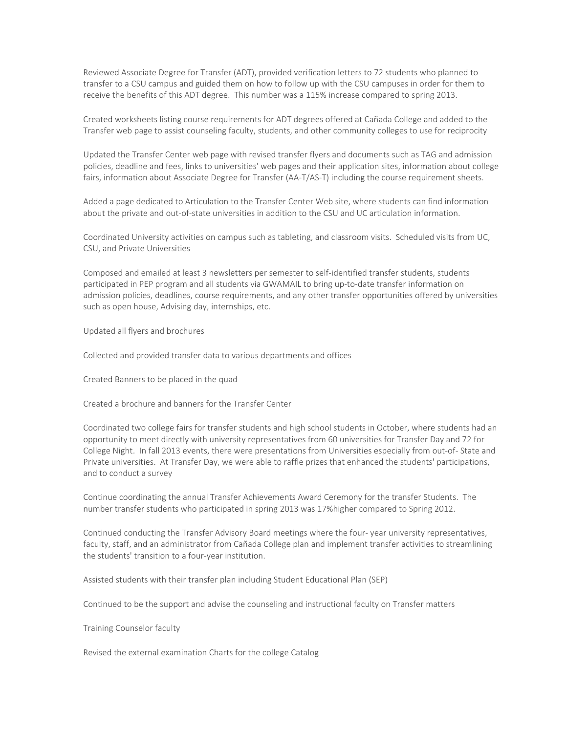Reviewed Associate Degree for Transfer (ADT), provided verification letters to 72 students who planned to transfer to a CSU campus and guided them on how to follow up with the CSU campuses in order for them to receive the benefits of this ADT degree. This number was a 115% increase compared to spring 2013.

Created worksheets listing course requirements for ADT degrees offered at Cañada College and added to the Transfer web page to assist counseling faculty, students, and other community colleges to use for reciprocity

Updated the Transfer Center web page with revised transfer flyers and documents such as TAG and admission policies, deadline and fees, links to universities' web pages and their application sites, information about college fairs, information about Associate Degree for Transfer (AA-T/AS-T) including the course requirement sheets.

Added a page dedicated to Articulation to the Transfer Center Web site, where students can find information about the private and out-of-state universities in addition to the CSU and UC articulation information.

Coordinated University activities on campus such as tableting, and classroom visits. Scheduled visits from UC, CSU, and Private Universities

Composed and emailed at least 3 newsletters per semester to self-identified transfer students, students participated in PEP program and all students via GWAMAIL to bring up-to-date transfer information on admission policies, deadlines, course requirements, and any other transfer opportunities offered by universities such as open house, Advising day, internships, etc.

Updated all flyers and brochures

Collected and provided transfer data to various departments and offices

Created Banners to be placed in the quad

Created a brochure and banners for the Transfer Center

Coordinated two college fairs for transfer students and high school students in October, where students had an opportunity to meet directly with university representatives from 60 universities for Transfer Day and 72 for College Night. In fall 2013 events, there were presentations from Universities especially from out-of- State and Private universities. At Transfer Day, we were able to raffle prizes that enhanced the students' participations, and to conduct a survey

Continue coordinating the annual Transfer Achievements Award Ceremony for the transfer Students. The number transfer students who participated in spring 2013 was 17%higher compared to Spring 2012.

Continued conducting the Transfer Advisory Board meetings where the four- year university representatives, faculty, staff, and an administrator from Cañada College plan and implement transfer activities to streamlining the students' transition to a four-year institution.

Assisted students with their transfer plan including Student Educational Plan (SEP)

Continued to be the support and advise the counseling and instructional faculty on Transfer matters

Training Counselor faculty

Revised the external examination Charts for the college Catalog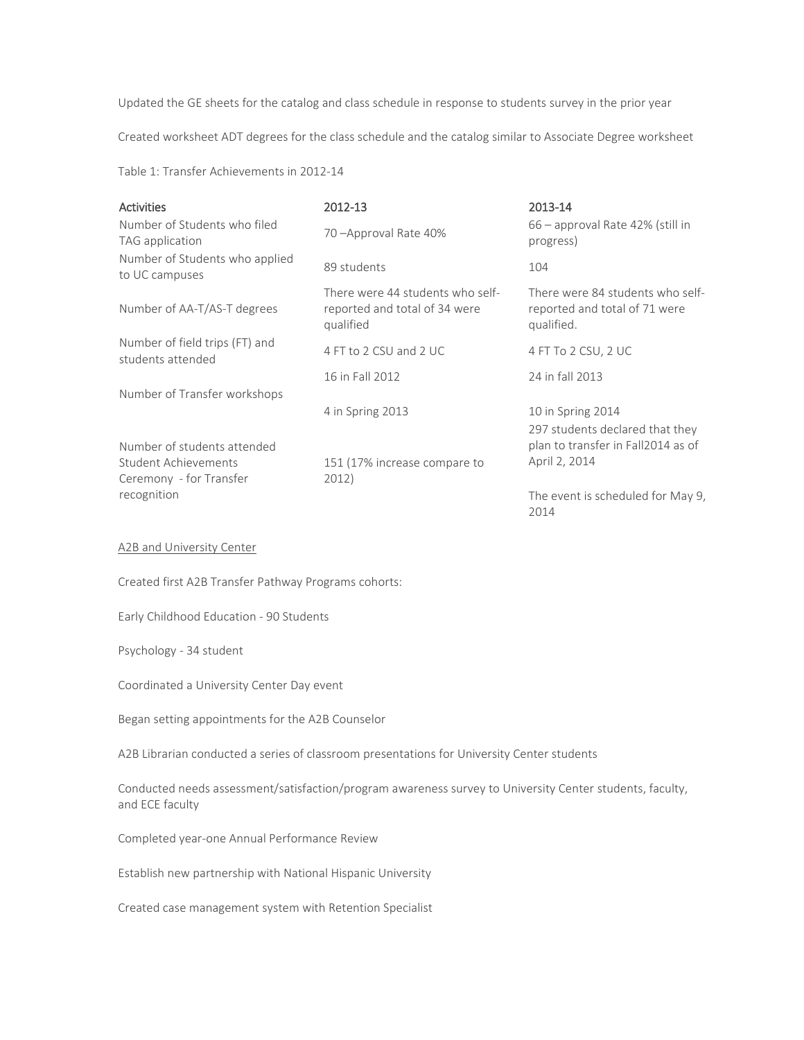Updated the GE sheets for the catalog and class schedule in response to students survey in the prior year

Created worksheet ADT degrees for the class schedule and the catalog similar to Associate Degree worksheet

Table 1: Transfer Achievements in 2012-14

| Activities | 2012-13 | 2013-14 |
| --- | --- | --- |
| Number of Students who filed TAG application | 70 –Approval Rate 40% | 66 – approval Rate 42% (still in progress) |
| Number of Students who applied to UC campuses | 89 students | 104 |
| Number of AA-T/AS-T degrees | There were 44 students who self-reported and total of 34 were qualified | There were 84 students who self-reported and total of 71 were qualified. |
| Number of field trips (FT) and students attended | 4 FT to 2 CSU and 2 UC | 4 FT To 2 CSU, 2 UC |
| Number of Transfer workshops | 16 in Fall 2012<br>4 in Spring 2013 | 24 in fall 2013<br>10 in Spring 2014 |
| Number of students attended Student Achievements Ceremony - for Transfer recognition | 151 (17% increase compare to 2012) | 297 students declared that they plan to transfer in Fall2014 as of April 2, 2014<br>The event is scheduled for May 9, 2014 |

A2B and University Center

Created first A2B Transfer Pathway Programs cohorts:

Early Childhood Education - 90 Students

Psychology - 34 student

Coordinated a University Center Day event

Began setting appointments for the A2B Counselor

A2B Librarian conducted a series of classroom presentations for University Center students

Conducted needs assessment/satisfaction/program awareness survey to University Center students, faculty, and ECE faculty

Completed year-one Annual Performance Review

Establish new partnership with National Hispanic University

Created case management system with Retention Specialist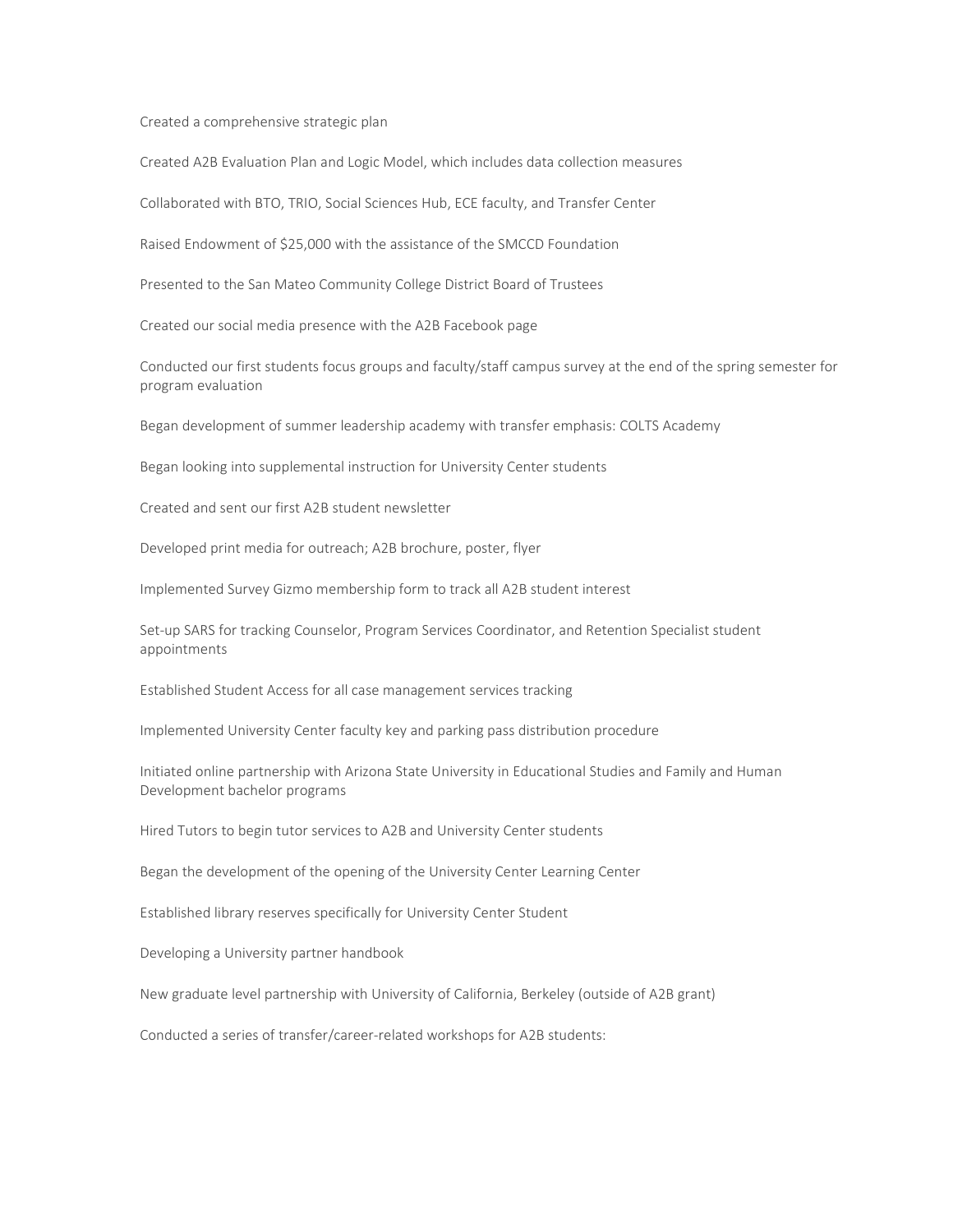Created a comprehensive strategic plan

Created A2B Evaluation Plan and Logic Model, which includes data collection measures

Collaborated with BTO, TRIO, Social Sciences Hub, ECE faculty, and Transfer Center

Raised Endowment of $25,000 with the assistance of the SMCCD Foundation

Presented to the San Mateo Community College District Board of Trustees

Created our social media presence with the A2B Facebook page

Conducted our first students focus groups and faculty/staff campus survey at the end of the spring semester for program evaluation

Began development of summer leadership academy with transfer emphasis: COLTS Academy

Began looking into supplemental instruction for University Center students

Created and sent our first A2B student newsletter

Developed print media for outreach; A2B brochure, poster, flyer

Implemented Survey Gizmo membership form to track all A2B student interest

Set-up SARS for tracking Counselor, Program Services Coordinator, and Retention Specialist student appointments

Established Student Access for all case management services tracking

Implemented University Center faculty key and parking pass distribution procedure

Initiated online partnership with Arizona State University in Educational Studies and Family and Human Development bachelor programs

Hired Tutors to begin tutor services to A2B and University Center students

Began the development of the opening of the University Center Learning Center

Established library reserves specifically for University Center Student

Developing a University partner handbook

New graduate level partnership with University of California, Berkeley (outside of A2B grant)

Conducted a series of transfer/career-related workshops for A2B students: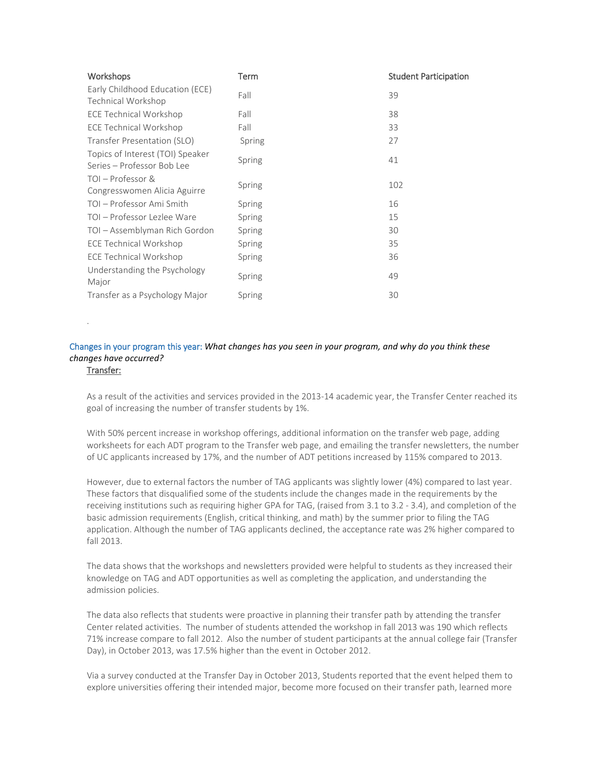| Workshops | Term | Student Participation |
| --- | --- | --- |
| Early Childhood Education (ECE) Technical Workshop | Fall | 39 |
| ECE Technical Workshop | Fall | 38 |
| ECE Technical Workshop | Fall | 33 |
| Transfer Presentation (SLO) | Spring | 27 |
| Topics of Interest (TOI) Speaker Series – Professor Bob Lee | Spring | 41 |
| TOI – Professor & Congresswomen Alicia Aguirre | Spring | 102 |
| TOI – Professor Ami Smith | Spring | 16 |
| TOI – Professor Lezlee Ware | Spring | 15 |
| TOI – Assemblyman Rich Gordon | Spring | 30 |
| ECE Technical Workshop | Spring | 35 |
| ECE Technical Workshop | Spring | 36 |
| Understanding the Psychology Major | Spring | 49 |
| Transfer as a Psychology Major | Spring | 30 |

.

Changes in your program this year: *What changes has you seen in your program, and why do you think these changes have occurred?*

Transfer:

As a result of the activities and services provided in the 2013-14 academic year, the Transfer Center reached its goal of increasing the number of transfer students by 1%.

With 50% percent increase in workshop offerings, additional information on the transfer web page, adding worksheets for each ADT program to the Transfer web page, and emailing the transfer newsletters, the number of UC applicants increased by 17%, and the number of ADT petitions increased by 115% compared to 2013.

However, due to external factors the number of TAG applicants was slightly lower (4%) compared to last year. These factors that disqualified some of the students include the changes made in the requirements by the receiving institutions such as requiring higher GPA for TAG, (raised from 3.1 to 3.2 - 3.4), and completion of the basic admission requirements (English, critical thinking, and math) by the summer prior to filing the TAG application. Although the number of TAG applicants declined, the acceptance rate was 2% higher compared to fall 2013.

The data shows that the workshops and newsletters provided were helpful to students as they increased their knowledge on TAG and ADT opportunities as well as completing the application, and understanding the admission policies.

The data also reflects that students were proactive in planning their transfer path by attending the transfer Center related activities. The number of students attended the workshop in fall 2013 was 190 which reflects 71% increase compare to fall 2012. Also the number of student participants at the annual college fair (Transfer Day), in October 2013, was 17.5% higher than the event in October 2012.

Via a survey conducted at the Transfer Day in October 2013, Students reported that the event helped them to explore universities offering their intended major, become more focused on their transfer path, learned more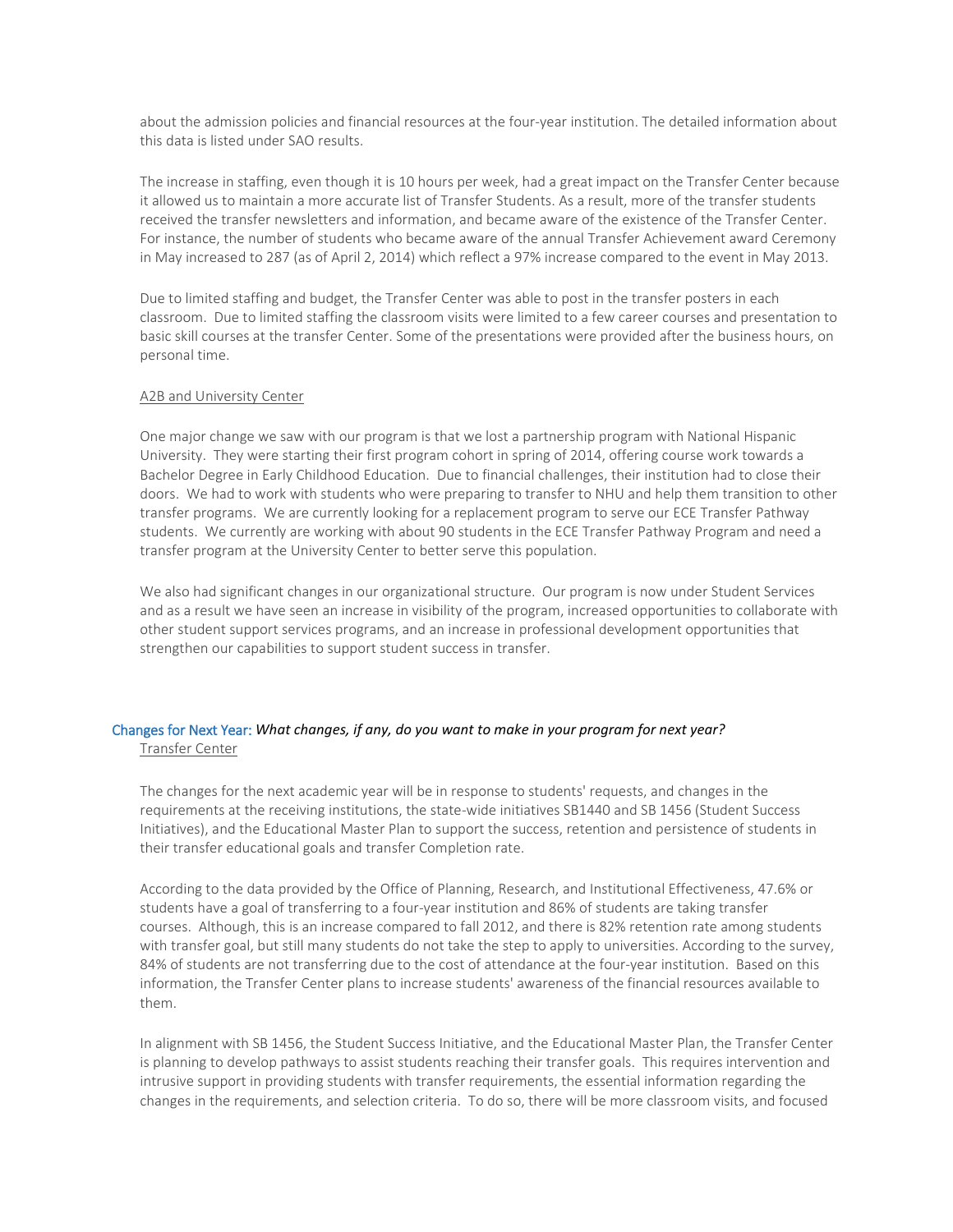about the admission policies and financial resources at the four-year institution. The detailed information about this data is listed under SAO results.

The increase in staffing, even though it is 10 hours per week, had a great impact on the Transfer Center because it allowed us to maintain a more accurate list of Transfer Students. As a result, more of the transfer students received the transfer newsletters and information, and became aware of the existence of the Transfer Center. For instance, the number of students who became aware of the annual Transfer Achievement award Ceremony in May increased to 287 (as of April 2, 2014) which reflect a 97% increase compared to the event in May 2013.

Due to limited staffing and budget, the Transfer Center was able to post in the transfer posters in each classroom. Due to limited staffing the classroom visits were limited to a few career courses and presentation to basic skill courses at the transfer Center. Some of the presentations were provided after the business hours, on personal time.

A2B and University Center

One major change we saw with our program is that we lost a partnership program with National Hispanic University. They were starting their first program cohort in spring of 2014, offering course work towards a Bachelor Degree in Early Childhood Education. Due to financial challenges, their institution had to close their doors. We had to work with students who were preparing to transfer to NHU and help them transition to other transfer programs. We are currently looking for a replacement program to serve our ECE Transfer Pathway students. We currently are working with about 90 students in the ECE Transfer Pathway Program and need a transfer program at the University Center to better serve this population.

We also had significant changes in our organizational structure. Our program is now under Student Services and as a result we have seen an increase in visibility of the program, increased opportunities to collaborate with other student support services programs, and an increase in professional development opportunities that strengthen our capabilities to support student success in transfer.

## Changes for Next Year: *What changes, if any, do you want to make in your program for next year?*

Transfer Center

The changes for the next academic year will be in response to students' requests, and changes in the requirements at the receiving institutions, the state-wide initiatives SB1440 and SB 1456 (Student Success Initiatives), and the Educational Master Plan to support the success, retention and persistence of students in their transfer educational goals and transfer Completion rate.

According to the data provided by the Office of Planning, Research, and Institutional Effectiveness, 47.6% or students have a goal of transferring to a four-year institution and 86% of students are taking transfer courses. Although, this is an increase compared to fall 2012, and there is 82% retention rate among students with transfer goal, but still many students do not take the step to apply to universities. According to the survey, 84% of students are not transferring due to the cost of attendance at the four-year institution. Based on this information, the Transfer Center plans to increase students' awareness of the financial resources available to them.

In alignment with SB 1456, the Student Success Initiative, and the Educational Master Plan, the Transfer Center is planning to develop pathways to assist students reaching their transfer goals. This requires intervention and intrusive support in providing students with transfer requirements, the essential information regarding the changes in the requirements, and selection criteria. To do so, there will be more classroom visits, and focused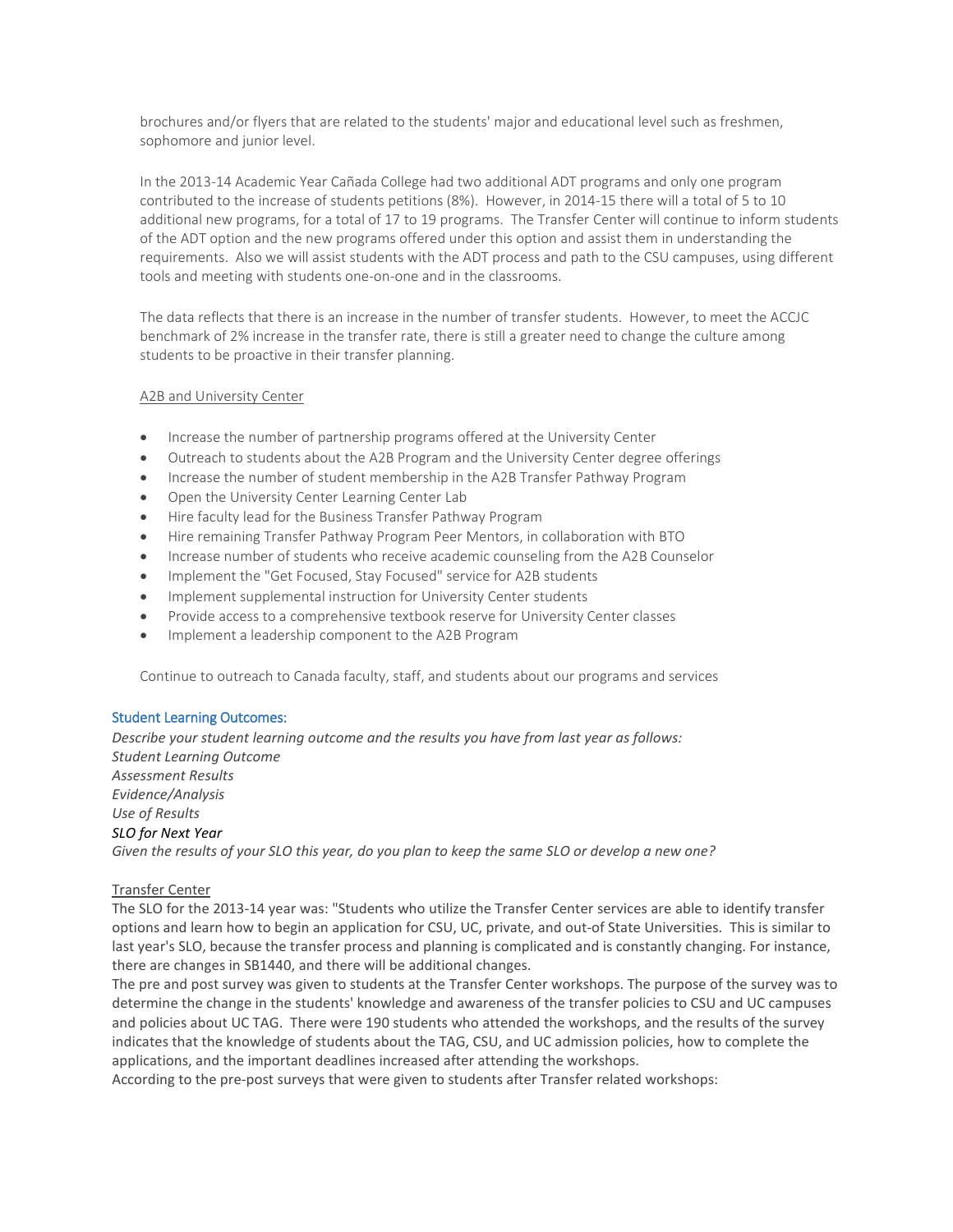brochures and/or flyers that are related to the students' major and educational level such as freshmen, sophomore and junior level.

In the 2013-14 Academic Year Cañada College had two additional ADT programs and only one program contributed to the increase of students petitions (8%). However, in 2014-15 there will a total of 5 to 10 additional new programs, for a total of 17 to 19 programs. The Transfer Center will continue to inform students of the ADT option and the new programs offered under this option and assist them in understanding the requirements. Also we will assist students with the ADT process and path to the CSU campuses, using different tools and meeting with students one-on-one and in the classrooms.

The data reflects that there is an increase in the number of transfer students. However, to meet the ACCJC benchmark of 2% increase in the transfer rate, there is still a greater need to change the culture among students to be proactive in their transfer planning.

<u>A2B and University Center</u>

- Increase the number of partnership programs offered at the University Center
- Outreach to students about the A2B Program and the University Center degree offerings
- Increase the number of student membership in the A2B Transfer Pathway Program
- Open the University Center Learning Center Lab
- Hire faculty lead for the Business Transfer Pathway Program
- Hire remaining Transfer Pathway Program Peer Mentors, in collaboration with BTO
- Increase number of students who receive academic counseling from the A2B Counselor
- Implement the "Get Focused, Stay Focused" service for A2B students
- Implement supplemental instruction for University Center students
- Provide access to a comprehensive textbook reserve for University Center classes
- Implement a leadership component to the A2B Program

Continue to outreach to Canada faculty, staff, and students about our programs and services

### Student Learning Outcomes:

*Describe your student learning outcome and the results you have from last year as follows:*
*Student Learning Outcome*
*Assessment Results*
*Evidence/Analysis*
*Use of Results*
*SLO for Next Year*
*Given the results of your SLO this year, do you plan to keep the same SLO or develop a new one?*

<u>Transfer Center</u>

The SLO for the 2013-14 year was: "Students who utilize the Transfer Center services are able to identify transfer options and learn how to begin an application for CSU, UC, private, and out-of State Universities. This is similar to last year's SLO, because the transfer process and planning is complicated and is constantly changing. For instance, there are changes in SB1440, and there will be additional changes.
The pre and post survey was given to students at the Transfer Center workshops. The purpose of the survey was to determine the change in the students' knowledge and awareness of the transfer policies to CSU and UC campuses and policies about UC TAG. There were 190 students who attended the workshops, and the results of the survey indicates that the knowledge of students about the TAG, CSU, and UC admission policies, how to complete the applications, and the important deadlines increased after attending the workshops.
According to the pre-post surveys that were given to students after Transfer related workshops: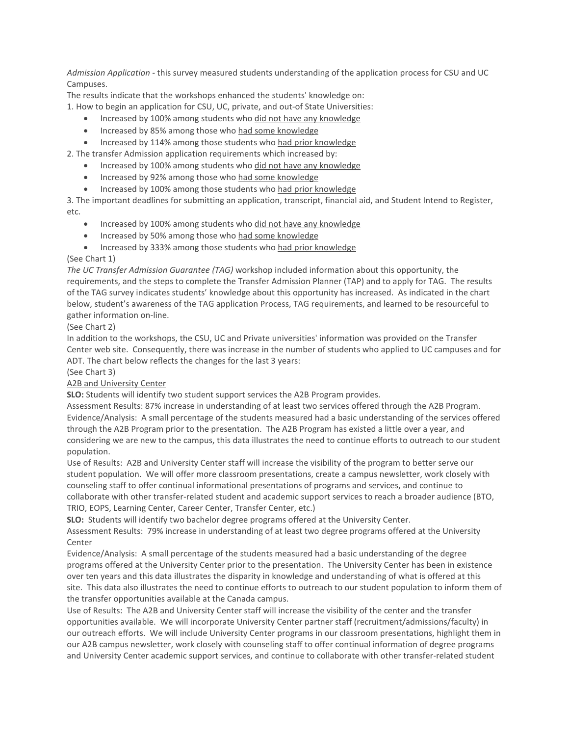*Admission Application* - this survey measured students understanding of the application process for CSU and UC Campuses.

The results indicate that the workshops enhanced the students' knowledge on:

1. How to begin an application for CSU, UC, private, and out-of State Universities:
   - Increased by 100% among students who <u>did not have any knowledge</u>
   - Increased by 85% among those who <u>had some knowledge</u>
   - Increased by 114% among those students who <u>had prior knowledge</u>
2. The transfer Admission application requirements which increased by:
   - Increased by 100% among students who <u>did not have any knowledge</u>
   - Increased by 92% among those who <u>had some knowledge</u>
   - Increased by 100% among those students who <u>had prior knowledge</u>
3. The important deadlines for submitting an application, transcript, financial aid, and Student Intend to Register, etc.
   - Increased by 100% among students who <u>did not have any knowledge</u>
   - Increased by 50% among those who <u>had some knowledge</u>
   - Increased by 333% among those students who <u>had prior knowledge</u>

(See Chart 1)

*The UC Transfer Admission Guarantee (TAG)* workshop included information about this opportunity, the requirements, and the steps to complete the Transfer Admission Planner (TAP) and to apply for TAG. The results of the TAG survey indicates students' knowledge about this opportunity has increased. As indicated in the chart below, student's awareness of the TAG application Process, TAG requirements, and learned to be resourceful to gather information on-line.

(See Chart 2)

In addition to the workshops, the CSU, UC and Private universities' information was provided on the Transfer Center web site. Consequently, there was increase in the number of students who applied to UC campuses and for ADT. The chart below reflects the changes for the last 3 years:

(See Chart 3)

<u>A2B and University Center</u>

**SLO:** Students will identify two student support services the A2B Program provides.

Assessment Results: 87% increase in understanding of at least two services offered through the A2B Program.

Evidence/Analysis: A small percentage of the students measured had a basic understanding of the services offered through the A2B Program prior to the presentation. The A2B Program has existed a little over a year, and considering we are new to the campus, this data illustrates the need to continue efforts to outreach to our student population.

Use of Results: A2B and University Center staff will increase the visibility of the program to better serve our student population. We will offer more classroom presentations, create a campus newsletter, work closely with counseling staff to offer continual informational presentations of programs and services, and continue to collaborate with other transfer-related student and academic support services to reach a broader audience (BTO, TRIO, EOPS, Learning Center, Career Center, Transfer Center, etc.)

**SLO:** Students will identify two bachelor degree programs offered at the University Center.

Assessment Results: 79% increase in understanding of at least two degree programs offered at the University Center

Evidence/Analysis: A small percentage of the students measured had a basic understanding of the degree programs offered at the University Center prior to the presentation. The University Center has been in existence over ten years and this data illustrates the disparity in knowledge and understanding of what is offered at this site. This data also illustrates the need to continue efforts to outreach to our student population to inform them of the transfer opportunities available at the Canada campus.

Use of Results: The A2B and University Center staff will increase the visibility of the center and the transfer opportunities available. We will incorporate University Center partner staff (recruitment/admissions/faculty) in our outreach efforts. We will include University Center programs in our classroom presentations, highlight them in our A2B campus newsletter, work closely with counseling staff to offer continual information of degree programs and University Center academic support services, and continue to collaborate with other transfer-related student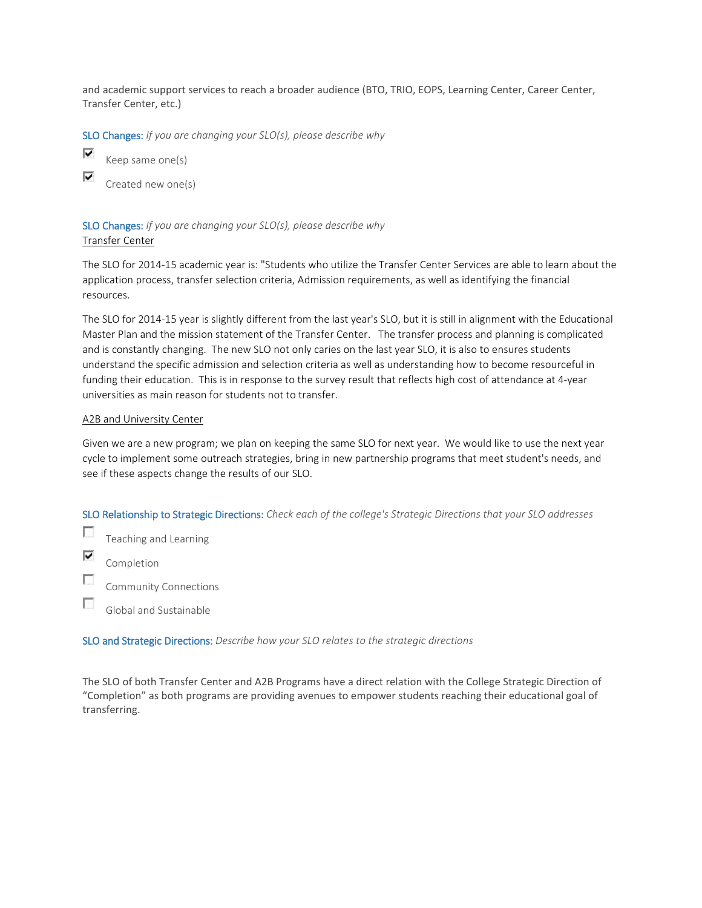and academic support services to reach a broader audience (BTO, TRIO, EOPS, Learning Center, Career Center, Transfer Center, etc.)

**SLO Changes:** *If you are changing your SLO(s), please describe why*

- [x] Keep same one(s)
- [x] Created new one(s)

**SLO Changes:** *If you are changing your SLO(s), please describe why*

Transfer Center

The SLO for 2014-15 academic year is: "Students who utilize the Transfer Center Services are able to learn about the application process, transfer selection criteria, Admission requirements, as well as identifying the financial resources.

The SLO for 2014-15 year is slightly different from the last year's SLO, but it is still in alignment with the Educational Master Plan and the mission statement of the Transfer Center. The transfer process and planning is complicated and is constantly changing. The new SLO not only caries on the last year SLO, it is also to ensures students understand the specific admission and selection criteria as well as understanding how to become resourceful in funding their education. This is in response to the survey result that reflects high cost of attendance at 4-year universities as main reason for students not to transfer.

A2B and University Center

Given we are a new program; we plan on keeping the same SLO for next year. We would like to use the next year cycle to implement some outreach strategies, bring in new partnership programs that meet student's needs, and see if these aspects change the results of our SLO.

**SLO Relationship to Strategic Directions:** *Check each of the college's Strategic Directions that your SLO addresses*

- [ ] Teaching and Learning
- [x] Completion
- [ ] Community Connections
- [ ] Global and Sustainable

**SLO and Strategic Directions:** *Describe how your SLO relates to the strategic directions*

The SLO of both Transfer Center and A2B Programs have a direct relation with the College Strategic Direction of "Completion" as both programs are providing avenues to empower students reaching their educational goal of transferring.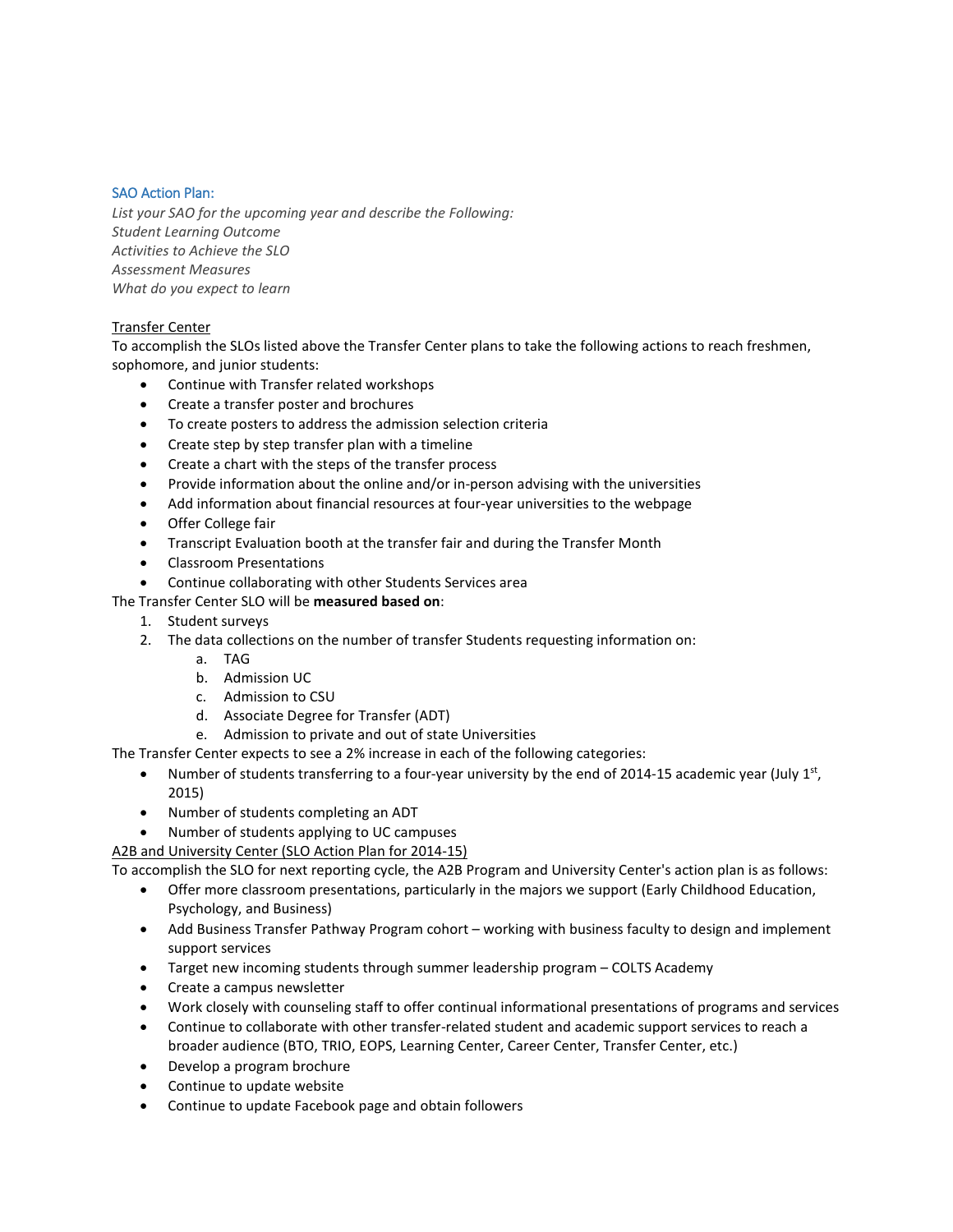### SAO Action Plan:

*List your SAO for the upcoming year and describe the Following:*
*Student Learning Outcome*
*Activities to Achieve the SLO*
*Assessment Measures*
*What do you expect to learn*

<u>Transfer Center</u>

To accomplish the SLOs listed above the Transfer Center plans to take the following actions to reach freshmen, sophomore, and junior students:

- Continue with Transfer related workshops
- Create a transfer poster and brochures
- To create posters to address the admission selection criteria
- Create step by step transfer plan with a timeline
- Create a chart with the steps of the transfer process
- Provide information about the online and/or in-person advising with the universities
- Add information about financial resources at four-year universities to the webpage
- Offer College fair
- Transcript Evaluation booth at the transfer fair and during the Transfer Month
- Classroom Presentations
- Continue collaborating with other Students Services area

The Transfer Center SLO will be **measured based on**:

1. Student surveys
2. The data collections on the number of transfer Students requesting information on:
    a. TAG
    b. Admission UC
    c. Admission to CSU
    d. Associate Degree for Transfer (ADT)
    e. Admission to private and out of state Universities

The Transfer Center expects to see a 2% increase in each of the following categories:

- Number of students transferring to a four-year university by the end of 2014-15 academic year (July 1st, 2015)
- Number of students completing an ADT
- Number of students applying to UC campuses

<u>A2B and University Center (SLO Action Plan for 2014-15)</u>

To accomplish the SLO for next reporting cycle, the A2B Program and University Center's action plan is as follows:

- Offer more classroom presentations, particularly in the majors we support (Early Childhood Education, Psychology, and Business)
- Add Business Transfer Pathway Program cohort – working with business faculty to design and implement support services
- Target new incoming students through summer leadership program – COLTS Academy
- Create a campus newsletter
- Work closely with counseling staff to offer continual informational presentations of programs and services
- Continue to collaborate with other transfer-related student and academic support services to reach a broader audience (BTO, TRIO, EOPS, Learning Center, Career Center, Transfer Center, etc.)
- Develop a program brochure
- Continue to update website
- Continue to update Facebook page and obtain followers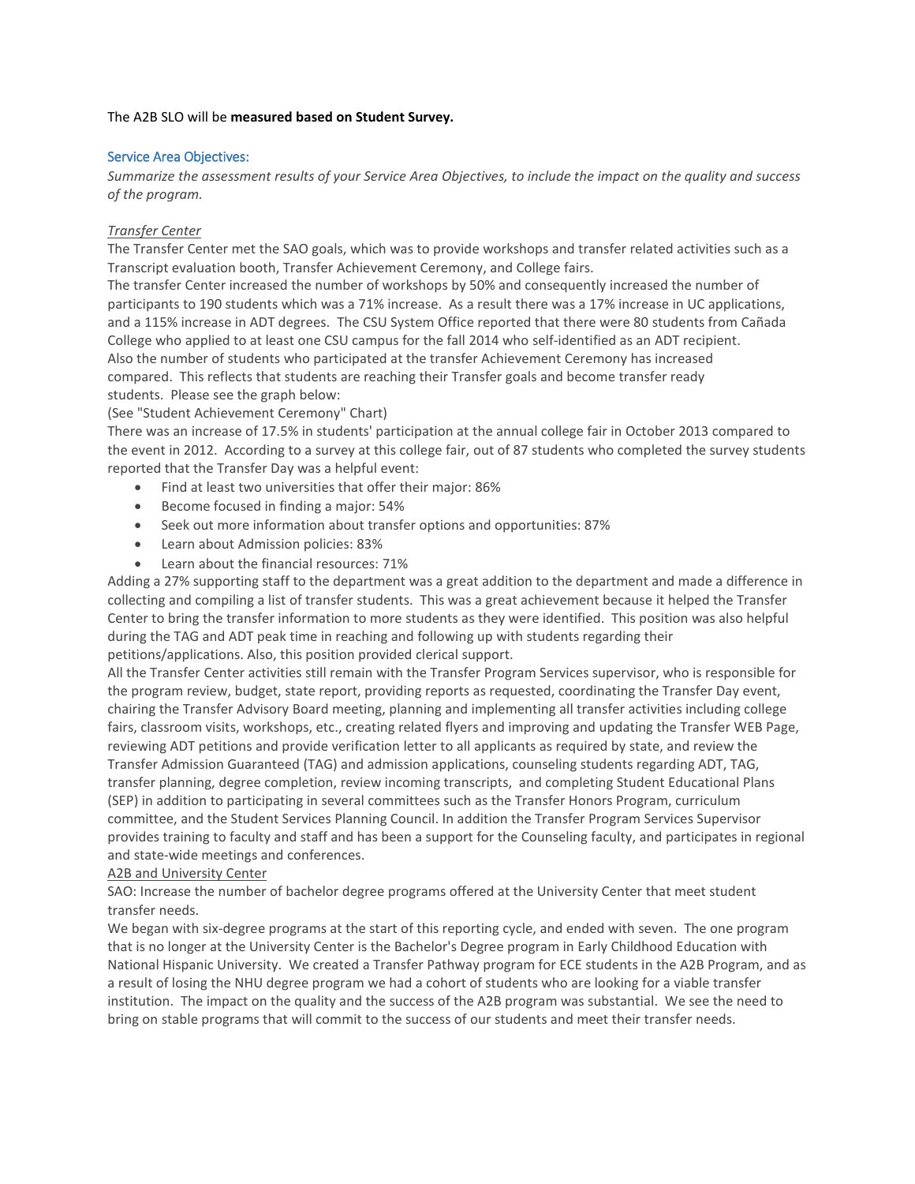The A2B SLO will be **measured based on Student Survey.**

## Service Area Objectives:

*Summarize the assessment results of your Service Area Objectives, to include the impact on the quality and success of the program.*

### *Transfer Center*

The Transfer Center met the SAO goals, which was to provide workshops and transfer related activities such as a Transcript evaluation booth, Transfer Achievement Ceremony, and College fairs.

The transfer Center increased the number of workshops by 50% and consequently increased the number of participants to 190 students which was a 71% increase. As a result there was a 17% increase in UC applications, and a 115% increase in ADT degrees. The CSU System Office reported that there were 80 students from Cañada College who applied to at least one CSU campus for the fall 2014 who self-identified as an ADT recipient. Also the number of students who participated at the transfer Achievement Ceremony has increased compared. This reflects that students are reaching their Transfer goals and become transfer ready students. Please see the graph below:

(See "Student Achievement Ceremony" Chart)

There was an increase of 17.5% in students' participation at the annual college fair in October 2013 compared to the event in 2012. According to a survey at this college fair, out of 87 students who completed the survey students reported that the Transfer Day was a helpful event:

- Find at least two universities that offer their major: 86%
- Become focused in finding a major: 54%
- Seek out more information about transfer options and opportunities: 87%
- Learn about Admission policies: 83%
- Learn about the financial resources: 71%

Adding a 27% supporting staff to the department was a great addition to the department and made a difference in collecting and compiling a list of transfer students. This was a great achievement because it helped the Transfer Center to bring the transfer information to more students as they were identified. This position was also helpful during the TAG and ADT peak time in reaching and following up with students regarding their petitions/applications. Also, this position provided clerical support.

All the Transfer Center activities still remain with the Transfer Program Services supervisor, who is responsible for the program review, budget, state report, providing reports as requested, coordinating the Transfer Day event, chairing the Transfer Advisory Board meeting, planning and implementing all transfer activities including college fairs, classroom visits, workshops, etc., creating related flyers and improving and updating the Transfer WEB Page, reviewing ADT petitions and provide verification letter to all applicants as required by state, and review the Transfer Admission Guaranteed (TAG) and admission applications, counseling students regarding ADT, TAG, transfer planning, degree completion, review incoming transcripts, and completing Student Educational Plans (SEP) in addition to participating in several committees such as the Transfer Honors Program, curriculum committee, and the Student Services Planning Council. In addition the Transfer Program Services Supervisor provides training to faculty and staff and has been a support for the Counseling faculty, and participates in regional and state-wide meetings and conferences.

### A2B and University Center

SAO: Increase the number of bachelor degree programs offered at the University Center that meet student transfer needs.

We began with six-degree programs at the start of this reporting cycle, and ended with seven. The one program that is no longer at the University Center is the Bachelor's Degree program in Early Childhood Education with National Hispanic University. We created a Transfer Pathway program for ECE students in the A2B Program, and as a result of losing the NHU degree program we had a cohort of students who are looking for a viable transfer institution. The impact on the quality and the success of the A2B program was substantial. We see the need to bring on stable programs that will commit to the success of our students and meet their transfer needs.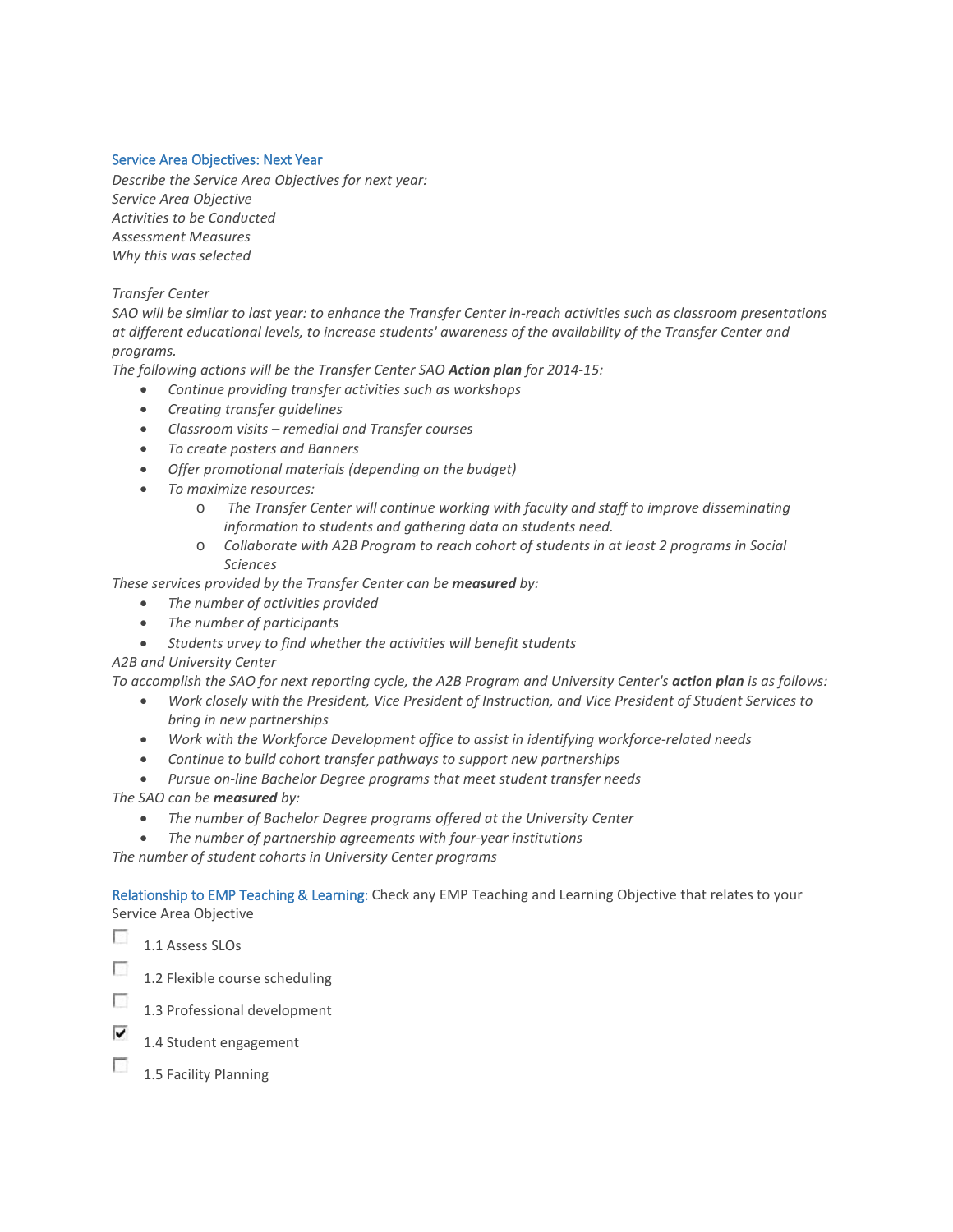### Service Area Objectives: Next Year

*Describe the Service Area Objectives for next year:*
*Service Area Objective*
*Activities to be Conducted*
*Assessment Measures*
*Why this was selected*

*Transfer Center*

*SAO will be similar to last year: to enhance the Transfer Center in-reach activities such as classroom presentations at different educational levels, to increase students' awareness of the availability of the Transfer Center and programs.*

*The following actions will be the Transfer Center SAO* ***Action plan*** *for 2014-15:*

- *Continue providing transfer activities such as workshops*
- *Creating transfer guidelines*
- *Classroom visits – remedial and Transfer courses*
- *To create posters and Banners*
- *Offer promotional materials (depending on the budget)*
- *To maximize resources:*
    - *The Transfer Center will continue working with faculty and staff to improve disseminating information to students and gathering data on students need.*
    - *Collaborate with A2B Program to reach cohort of students in at least 2 programs in Social Sciences*

*These services provided by the Transfer Center can be* ***measured*** *by:*

- *The number of activities provided*
- *The number of participants*
- *Students urvey to find whether the activities will benefit students*

*A2B and University Center*

*To accomplish the SAO for next reporting cycle, the A2B Program and University Center's* ***action plan*** *is as follows:*

- *Work closely with the President, Vice President of Instruction, and Vice President of Student Services to bring in new partnerships*
- *Work with the Workforce Development office to assist in identifying workforce-related needs*
- *Continue to build cohort transfer pathways to support new partnerships*
- *Pursue on-line Bachelor Degree programs that meet student transfer needs*

*The SAO can be* ***measured*** *by:*

- *The number of Bachelor Degree programs offered at the University Center*
- *The number of partnership agreements with four-year institutions*

*The number of student cohorts in University Center programs*

**Relationship to EMP Teaching & Learning:** Check any EMP Teaching and Learning Objective that relates to your Service Area Objective

- [ ] 1.1 Assess SLOs
- [ ] 1.2 Flexible course scheduling
- [ ] 1.3 Professional development
- [x] 1.4 Student engagement
- [ ] 1.5 Facility Planning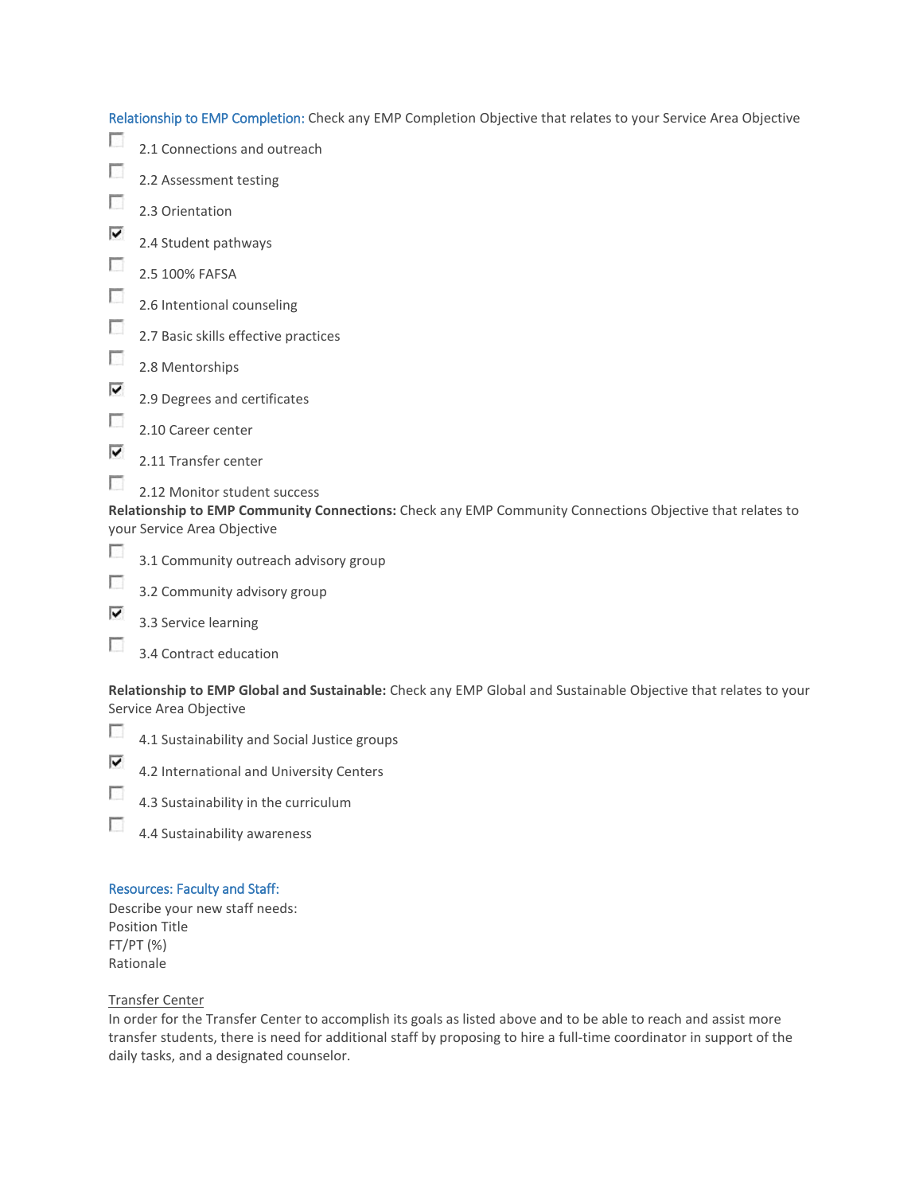Relationship to EMP Completion: Check any EMP Completion Objective that relates to your Service Area Objective

- [ ] 2.1 Connections and outreach
- [ ] 2.2 Assessment testing
- [ ] 2.3 Orientation
- [x] 2.4 Student pathways
- [ ] 2.5 100% FAFSA
- [ ] 2.6 Intentional counseling
- [ ] 2.7 Basic skills effective practices
- [ ] 2.8 Mentorships
- [x] 2.9 Degrees and certificates
- [ ] 2.10 Career center
- [x] 2.11 Transfer center
- [ ] 2.12 Monitor student success

**Relationship to EMP Community Connections:** Check any EMP Community Connections Objective that relates to your Service Area Objective

- [ ] 3.1 Community outreach advisory group
- [ ] 3.2 Community advisory group
- [x] 3.3 Service learning
- [ ] 3.4 Contract education

**Relationship to EMP Global and Sustainable:** Check any EMP Global and Sustainable Objective that relates to your Service Area Objective

- [ ] 4.1 Sustainability and Social Justice groups
- [x] 4.2 International and University Centers
- [ ] 4.3 Sustainability in the curriculum
- [ ] 4.4 Sustainability awareness

Resources: Faculty and Staff:

Describe your new staff needs:
Position Title
FT/PT (%)
Rationale

<u>Transfer Center</u>

In order for the Transfer Center to accomplish its goals as listed above and to be able to reach and assist more transfer students, there is need for additional staff by proposing to hire a full-time coordinator in support of the daily tasks, and a designated counselor.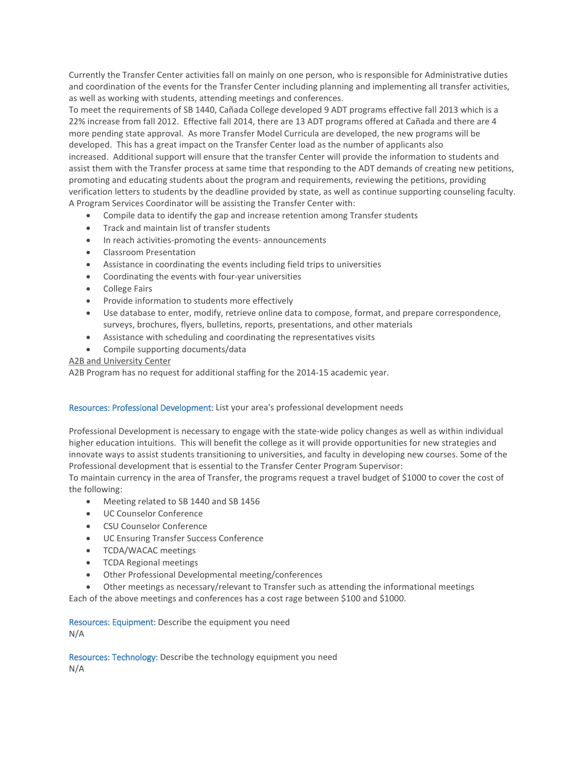Currently the Transfer Center activities fall on mainly on one person, who is responsible for Administrative duties and coordination of the events for the Transfer Center including planning and implementing all transfer activities, as well as working with students, attending meetings and conferences.

To meet the requirements of SB 1440, Cañada College developed 9 ADT programs effective fall 2013 which is a 22% increase from fall 2012. Effective fall 2014, there are 13 ADT programs offered at Cañada and there are 4 more pending state approval. As more Transfer Model Curricula are developed, the new programs will be developed. This has a great impact on the Transfer Center load as the number of applicants also increased. Additional support will ensure that the transfer Center will provide the information to students and assist them with the Transfer process at same time that responding to the ADT demands of creating new petitions, promoting and educating students about the program and requirements, reviewing the petitions, providing verification letters to students by the deadline provided by state, as well as continue supporting counseling faculty.

A Program Services Coordinator will be assisting the Transfer Center with:

- Compile data to identify the gap and increase retention among Transfer students
- Track and maintain list of transfer students
- In reach activities-promoting the events- announcements
- Classroom Presentation
- Assistance in coordinating the events including field trips to universities
- Coordinating the events with four-year universities
- College Fairs
- Provide information to students more effectively
- Use database to enter, modify, retrieve online data to compose, format, and prepare correspondence, surveys, brochures, flyers, bulletins, reports, presentations, and other materials
- Assistance with scheduling and coordinating the representatives visits
- Compile supporting documents/data

<u>A2B and University Center</u>

A2B Program has no request for additional staffing for the 2014-15 academic year.

**Resources: Professional Development:** List your area's professional development needs

Professional Development is necessary to engage with the state-wide policy changes as well as within individual higher education intuitions. This will benefit the college as it will provide opportunities for new strategies and innovate ways to assist students transitioning to universities, and faculty in developing new courses. Some of the Professional development that is essential to the Transfer Center Program Supervisor:

To maintain currency in the area of Transfer, the programs request a travel budget of $1000 to cover the cost of the following:

- Meeting related to SB 1440 and SB 1456
- UC Counselor Conference
- CSU Counselor Conference
- UC Ensuring Transfer Success Conference
- TCDA/WACAC meetings
- TCDA Regional meetings
- Other Professional Developmental meeting/conferences
- Other meetings as necessary/relevant to Transfer such as attending the informational meetings

Each of the above meetings and conferences has a cost rage between $100 and $1000.

**Resources: Equipment:** Describe the equipment you need

N/A

**Resources: Technology:** Describe the technology equipment you need

N/A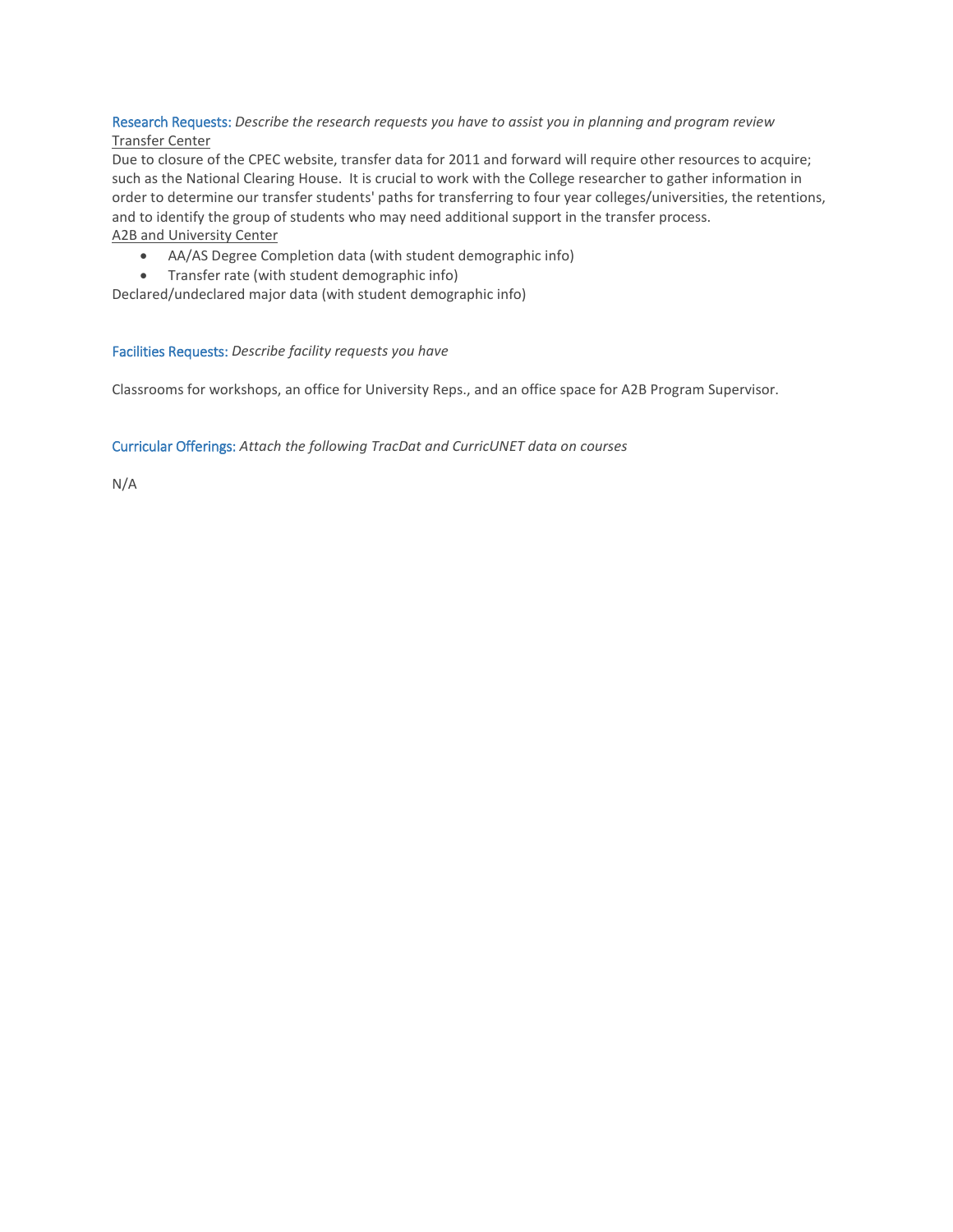Research Requests: *Describe the research requests you have to assist you in planning and program review*

Transfer Center

Due to closure of the CPEC website, transfer data for 2011 and forward will require other resources to acquire; such as the National Clearing House. It is crucial to work with the College researcher to gather information in order to determine our transfer students' paths for transferring to four year colleges/universities, the retentions, and to identify the group of students who may need additional support in the transfer process.

A2B and University Center

- AA/AS Degree Completion data (with student demographic info)
- Transfer rate (with student demographic info)

Declared/undeclared major data (with student demographic info)

Facilities Requests: *Describe facility requests you have*

Classrooms for workshops, an office for University Reps., and an office space for A2B Program Supervisor.

Curricular Offerings: *Attach the following TracDat and CurricUNET data on courses*

N/A